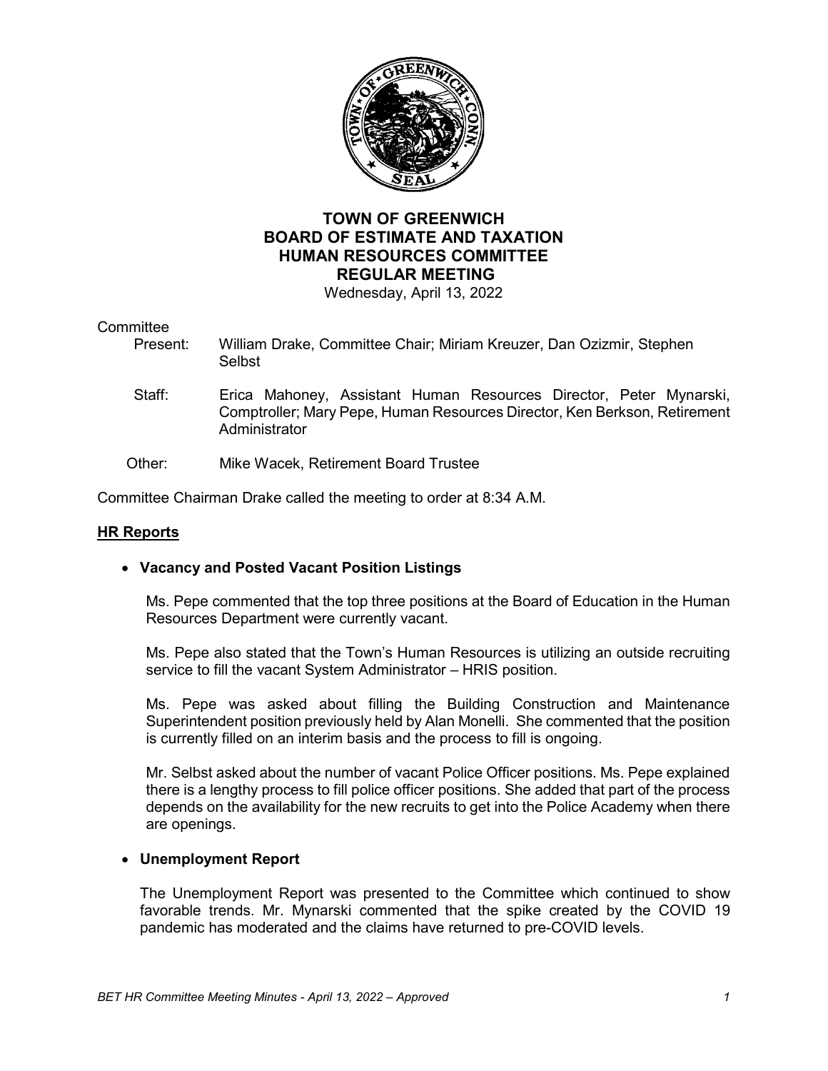# TOWN OF GREENWICH
# BOARD OF ESTIMATE AND TAXATION
# HUMAN RESOURCES COMMITTEE
# REGULAR MEETING

Wednesday, April 13, 2022

Committee

Present: William Drake, Committee Chair; Miriam Kreuzer, Dan Ozizmir, Stephen Selbst

Staff: Erica Mahoney, Assistant Human Resources Director, Peter Mynarski, Comptroller; Mary Pepe, Human Resources Director, Ken Berkson, Retirement Administrator

Other: Mike Wacek, Retirement Board Trustee

Committee Chairman Drake called the meeting to order at 8:34 A.M.

## HR Reports

- **Vacancy and Posted Vacant Position Listings**

  Ms. Pepe commented that the top three positions at the Board of Education in the Human Resources Department were currently vacant.

  Ms. Pepe also stated that the Town's Human Resources is utilizing an outside recruiting service to fill the vacant System Administrator – HRIS position.

  Ms. Pepe was asked about filling the Building Construction and Maintenance Superintendent position previously held by Alan Monelli. She commented that the position is currently filled on an interim basis and the process to fill is ongoing.

  Mr. Selbst asked about the number of vacant Police Officer positions. Ms. Pepe explained there is a lengthy process to fill police officer positions. She added that part of the process depends on the availability for the new recruits to get into the Police Academy when there are openings.

- **Unemployment Report**

  The Unemployment Report was presented to the Committee which continued to show favorable trends. Mr. Mynarski commented that the spike created by the COVID 19 pandemic has moderated and the claims have returned to pre-COVID levels.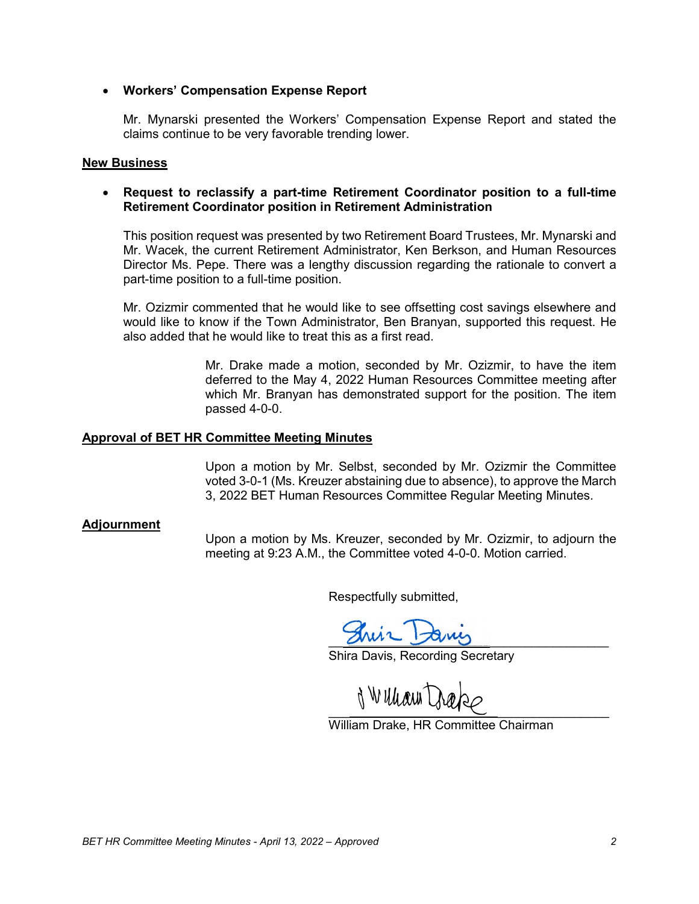- **Workers' Compensation Expense Report**

  Mr. Mynarski presented the Workers' Compensation Expense Report and stated the claims continue to be very favorable trending lower.

**New Business**

- **Request to reclassify a part-time Retirement Coordinator position to a full-time Retirement Coordinator position in Retirement Administration**

  This position request was presented by two Retirement Board Trustees, Mr. Mynarski and Mr. Wacek, the current Retirement Administrator, Ken Berkson, and Human Resources Director Ms. Pepe. There was a lengthy discussion regarding the rationale to convert a part-time position to a full-time position.

  Mr. Ozizmir commented that he would like to see offsetting cost savings elsewhere and would like to know if the Town Administrator, Ben Branyan, supported this request. He also added that he would like to treat this as a first read.

  Mr. Drake made a motion, seconded by Mr. Ozizmir, to have the item deferred to the May 4, 2022 Human Resources Committee meeting after which Mr. Branyan has demonstrated support for the position. The item passed 4-0-0.

**Approval of BET HR Committee Meeting Minutes**

Upon a motion by Mr. Selbst, seconded by Mr. Ozizmir the Committee voted 3-0-1 (Ms. Kreuzer abstaining due to absence), to approve the March 3, 2022 BET Human Resources Committee Regular Meeting Minutes.

**Adjournment**

Upon a motion by Ms. Kreuzer, seconded by Mr. Ozizmir, to adjourn the meeting at 9:23 A.M., the Committee voted 4-0-0. Motion carried.

Respectfully submitted,

Shira Davis

Shira Davis, Recording Secretary

William Drake

William Drake, HR Committee Chairman